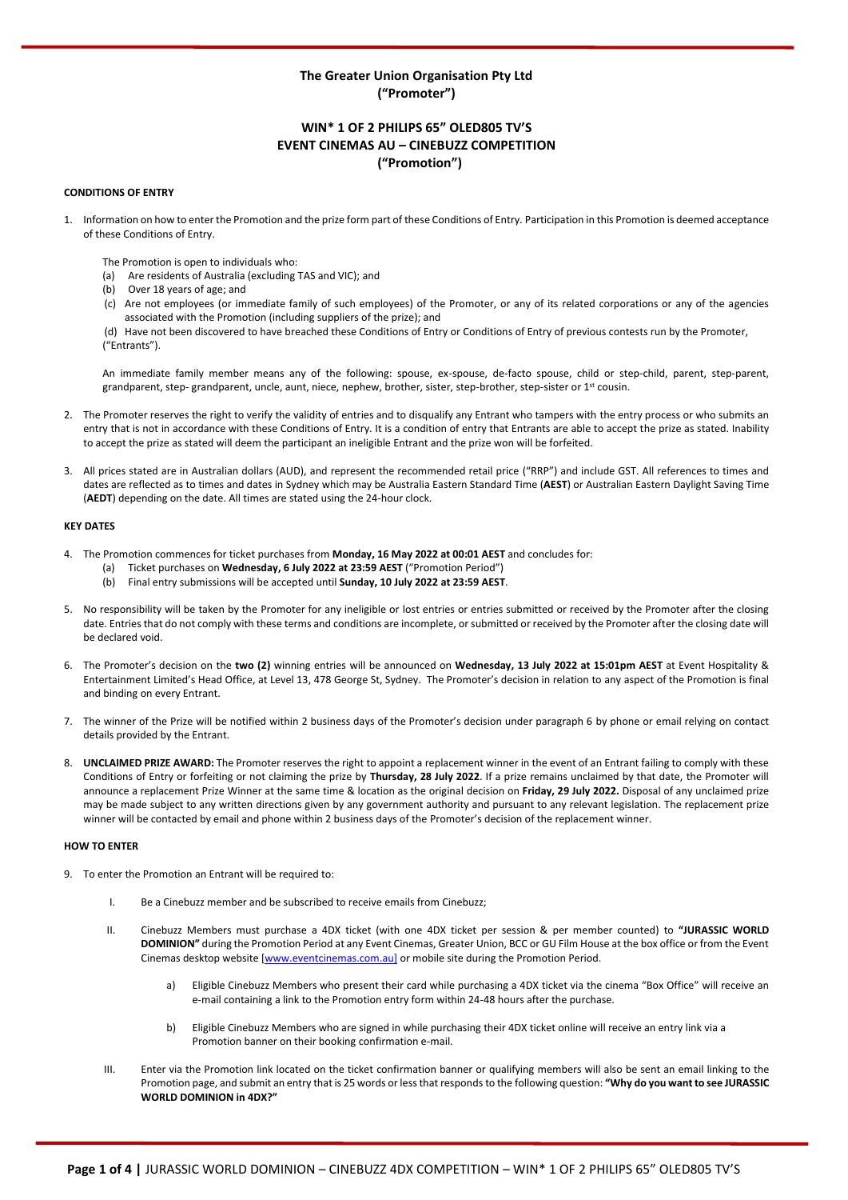**The Greater Union Organisation Pty Ltd**
**("Promoter")**

**WIN* 1 OF 2 PHILIPS 65" OLED805 TV'S**
**EVENT CINEMAS AU – CINEBUZZ COMPETITION**
**("Promotion")**

**CONDITIONS OF ENTRY**

1. Information on how to enter the Promotion and the prize form part of these Conditions of Entry. Participation in this Promotion is deemed acceptance of these Conditions of Entry.

   The Promotion is open to individuals who:
   (a) Are residents of Australia (excluding TAS and VIC); and
   (b) Over 18 years of age; and
   (c) Are not employees (or immediate family of such employees) of the Promoter, or any of its related corporations or any of the agencies associated with the Promotion (including suppliers of the prize); and
   (d) Have not been discovered to have breached these Conditions of Entry or Conditions of Entry of previous contests run by the Promoter, ("Entrants").

   An immediate family member means any of the following: spouse, ex-spouse, de-facto spouse, child or step-child, parent, step-parent, grandparent, step- grandparent, uncle, aunt, niece, nephew, brother, sister, step-brother, step-sister or 1st cousin.

2. The Promoter reserves the right to verify the validity of entries and to disqualify any Entrant who tampers with the entry process or who submits an entry that is not in accordance with these Conditions of Entry. It is a condition of entry that Entrants are able to accept the prize as stated. Inability to accept the prize as stated will deem the participant an ineligible Entrant and the prize won will be forfeited.

3. All prices stated are in Australian dollars (AUD), and represent the recommended retail price ("RRP") and include GST. All references to times and dates are reflected as to times and dates in Sydney which may be Australia Eastern Standard Time (**AEST**) or Australian Eastern Daylight Saving Time (**AEDT**) depending on the date. All times are stated using the 24-hour clock.

**KEY DATES**

4. The Promotion commences for ticket purchases from **Monday, 16 May 2022 at 00:01 AEST** and concludes for:
   (a) Ticket purchases on **Wednesday, 6 July 2022 at 23:59 AEST** ("Promotion Period")
   (b) Final entry submissions will be accepted until **Sunday, 10 July 2022 at 23:59 AEST**.

5. No responsibility will be taken by the Promoter for any ineligible or lost entries or entries submitted or received by the Promoter after the closing date. Entries that do not comply with these terms and conditions are incomplete, or submitted or received by the Promoter after the closing date will be declared void.

6. The Promoter's decision on the **two (2)** winning entries will be announced on **Wednesday, 13 July 2022 at 15:01pm AEST** at Event Hospitality & Entertainment Limited's Head Office, at Level 13, 478 George St, Sydney. The Promoter's decision in relation to any aspect of the Promotion is final and binding on every Entrant.

7. The winner of the Prize will be notified within 2 business days of the Promoter's decision under paragraph 6 by phone or email relying on contact details provided by the Entrant.

8. **UNCLAIMED PRIZE AWARD:** The Promoter reserves the right to appoint a replacement winner in the event of an Entrant failing to comply with these Conditions of Entry or forfeiting or not claiming the prize by **Thursday, 28 July 2022**. If a prize remains unclaimed by that date, the Promoter will announce a replacement Prize Winner at the same time & location as the original decision on **Friday, 29 July 2022.** Disposal of any unclaimed prize may be made subject to any written directions given by any government authority and pursuant to any relevant legislation. The replacement prize winner will be contacted by email and phone within 2 business days of the Promoter's decision of the replacement winner.

**HOW TO ENTER**

9. To enter the Promotion an Entrant will be required to:

   I. Be a Cinebuzz member and be subscribed to receive emails from Cinebuzz;

   II. Cinebuzz Members must purchase a 4DX ticket (with one 4DX ticket per session & per member counted) to **"JURASSIC WORLD DOMINION"** during the Promotion Period at any Event Cinemas, Greater Union, BCC or GU Film House at the box office or from the Event Cinemas desktop website [www.eventcinemas.com.au] or mobile site during the Promotion Period.

      a) Eligible Cinebuzz Members who present their card while purchasing a 4DX ticket via the cinema "Box Office" will receive an e-mail containing a link to the Promotion entry form within 24-48 hours after the purchase.

      b) Eligible Cinebuzz Members who are signed in while purchasing their 4DX ticket online will receive an entry link via a Promotion banner on their booking confirmation e-mail.

   III. Enter via the Promotion link located on the ticket confirmation banner or qualifying members will also be sent an email linking to the Promotion page, and submit an entry that is 25 words or less that responds to the following question: **"Why do you want to see JURASSIC WORLD DOMINION in 4DX?"**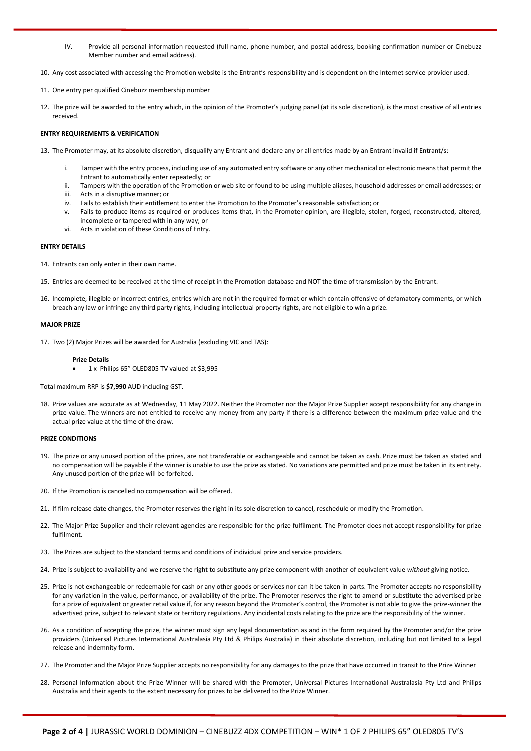IV. Provide all personal information requested (full name, phone number, and postal address, booking confirmation number or Cinebuzz Member number and email address).

10. Any cost associated with accessing the Promotion website is the Entrant's responsibility and is dependent on the Internet service provider used.

11. One entry per qualified Cinebuzz membership number

12. The prize will be awarded to the entry which, in the opinion of the Promoter's judging panel (at its sole discretion), is the most creative of all entries received.

**ENTRY REQUIREMENTS & VERIFICATION**

13. The Promoter may, at its absolute discretion, disqualify any Entrant and declare any or all entries made by an Entrant invalid if Entrant/s:

    i. Tamper with the entry process, including use of any automated entry software or any other mechanical or electronic means that permit the Entrant to automatically enter repeatedly; or
    ii. Tampers with the operation of the Promotion or web site or found to be using multiple aliases, household addresses or email addresses; or
    iii. Acts in a disruptive manner; or
    iv. Fails to establish their entitlement to enter the Promotion to the Promoter's reasonable satisfaction; or
    v. Fails to produce items as required or produces items that, in the Promoter opinion, are illegible, stolen, forged, reconstructed, altered, incomplete or tampered with in any way; or
    vi. Acts in violation of these Conditions of Entry.

**ENTRY DETAILS**

14. Entrants can only enter in their own name.

15. Entries are deemed to be received at the time of receipt in the Promotion database and NOT the time of transmission by the Entrant.

16. Incomplete, illegible or incorrect entries, entries which are not in the required format or which contain offensive of defamatory comments, or which breach any law or infringe any third party rights, including intellectual property rights, are not eligible to win a prize.

**MAJOR PRIZE**

17. Two (2) Major Prizes will be awarded for Australia (excluding VIC and TAS):

    **Prize Details**
    - 1 x Philips 65" OLED805 TV valued at $3,995

Total maximum RRP is **$7,990** AUD including GST.

18. Prize values are accurate as at Wednesday, 11 May 2022. Neither the Promoter nor the Major Prize Supplier accept responsibility for any change in prize value. The winners are not entitled to receive any money from any party if there is a difference between the maximum prize value and the actual prize value at the time of the draw.

**PRIZE CONDITIONS**

19. The prize or any unused portion of the prizes, are not transferable or exchangeable and cannot be taken as cash. Prize must be taken as stated and no compensation will be payable if the winner is unable to use the prize as stated. No variations are permitted and prize must be taken in its entirety. Any unused portion of the prize will be forfeited.

20. If the Promotion is cancelled no compensation will be offered.

21. If film release date changes, the Promoter reserves the right in its sole discretion to cancel, reschedule or modify the Promotion.

22. The Major Prize Supplier and their relevant agencies are responsible for the prize fulfilment. The Promoter does not accept responsibility for prize fulfilment.

23. The Prizes are subject to the standard terms and conditions of individual prize and service providers.

24. Prize is subject to availability and we reserve the right to substitute any prize component with another of equivalent value *without* giving notice.

25. Prize is not exchangeable or redeemable for cash or any other goods or services nor can it be taken in parts. The Promoter accepts no responsibility for any variation in the value, performance, or availability of the prize. The Promoter reserves the right to amend or substitute the advertised prize for a prize of equivalent or greater retail value if, for any reason beyond the Promoter's control, the Promoter is not able to give the prize-winner the advertised prize, subject to relevant state or territory regulations. Any incidental costs relating to the prize are the responsibility of the winner.

26. As a condition of accepting the prize, the winner must sign any legal documentation as and in the form required by the Promoter and/or the prize providers (Universal Pictures International Australasia Pty Ltd & Philips Australia) in their absolute discretion, including but not limited to a legal release and indemnity form.

27. The Promoter and the Major Prize Supplier accepts no responsibility for any damages to the prize that have occurred in transit to the Prize Winner

28. Personal Information about the Prize Winner will be shared with the Promoter, Universal Pictures International Australasia Pty Ltd and Philips Australia and their agents to the extent necessary for prizes to be delivered to the Prize Winner.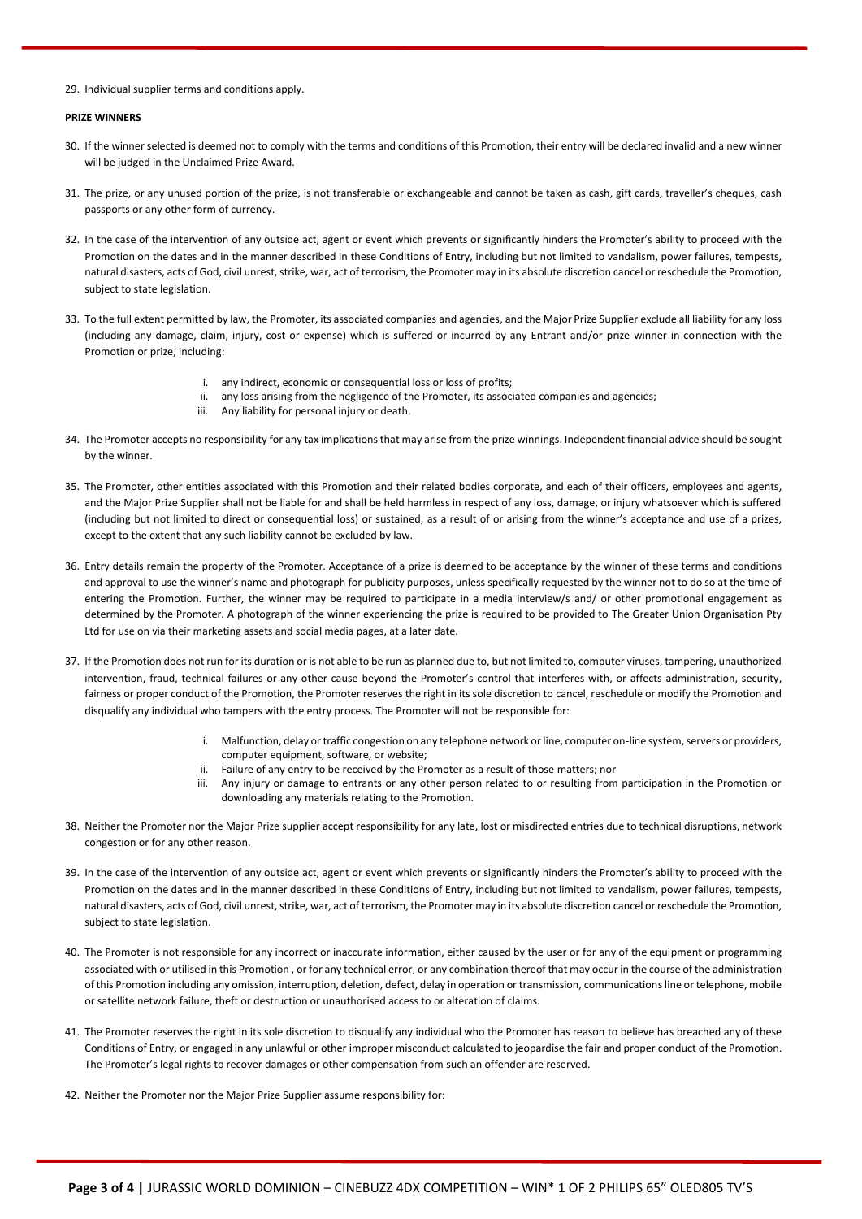29. Individual supplier terms and conditions apply.

**PRIZE WINNERS**

30. If the winner selected is deemed not to comply with the terms and conditions of this Promotion, their entry will be declared invalid and a new winner will be judged in the Unclaimed Prize Award.

31. The prize, or any unused portion of the prize, is not transferable or exchangeable and cannot be taken as cash, gift cards, traveller's cheques, cash passports or any other form of currency.

32. In the case of the intervention of any outside act, agent or event which prevents or significantly hinders the Promoter's ability to proceed with the Promotion on the dates and in the manner described in these Conditions of Entry, including but not limited to vandalism, power failures, tempests, natural disasters, acts of God, civil unrest, strike, war, act of terrorism, the Promoter may in its absolute discretion cancel or reschedule the Promotion, subject to state legislation.

33. To the full extent permitted by law, the Promoter, its associated companies and agencies, and the Major Prize Supplier exclude all liability for any loss (including any damage, claim, injury, cost or expense) which is suffered or incurred by any Entrant and/or prize winner in connection with the Promotion or prize, including:

    i. any indirect, economic or consequential loss or loss of profits;
    ii. any loss arising from the negligence of the Promoter, its associated companies and agencies;
    iii. Any liability for personal injury or death.

34. The Promoter accepts no responsibility for any tax implications that may arise from the prize winnings. Independent financial advice should be sought by the winner.

35. The Promoter, other entities associated with this Promotion and their related bodies corporate, and each of their officers, employees and agents, and the Major Prize Supplier shall not be liable for and shall be held harmless in respect of any loss, damage, or injury whatsoever which is suffered (including but not limited to direct or consequential loss) or sustained, as a result of or arising from the winner's acceptance and use of a prizes, except to the extent that any such liability cannot be excluded by law.

36. Entry details remain the property of the Promoter. Acceptance of a prize is deemed to be acceptance by the winner of these terms and conditions and approval to use the winner's name and photograph for publicity purposes, unless specifically requested by the winner not to do so at the time of entering the Promotion. Further, the winner may be required to participate in a media interview/s and/ or other promotional engagement as determined by the Promoter. A photograph of the winner experiencing the prize is required to be provided to The Greater Union Organisation Pty Ltd for use on via their marketing assets and social media pages, at a later date.

37. If the Promotion does not run for its duration or is not able to be run as planned due to, but not limited to, computer viruses, tampering, unauthorized intervention, fraud, technical failures or any other cause beyond the Promoter's control that interferes with, or affects administration, security, fairness or proper conduct of the Promotion, the Promoter reserves the right in its sole discretion to cancel, reschedule or modify the Promotion and disqualify any individual who tampers with the entry process. The Promoter will not be responsible for:

    i. Malfunction, delay or traffic congestion on any telephone network or line, computer on-line system, servers or providers, computer equipment, software, or website;
    ii. Failure of any entry to be received by the Promoter as a result of those matters; nor
    iii. Any injury or damage to entrants or any other person related to or resulting from participation in the Promotion or downloading any materials relating to the Promotion.

38. Neither the Promoter nor the Major Prize supplier accept responsibility for any late, lost or misdirected entries due to technical disruptions, network congestion or for any other reason.

39. In the case of the intervention of any outside act, agent or event which prevents or significantly hinders the Promoter's ability to proceed with the Promotion on the dates and in the manner described in these Conditions of Entry, including but not limited to vandalism, power failures, tempests, natural disasters, acts of God, civil unrest, strike, war, act of terrorism, the Promoter may in its absolute discretion cancel or reschedule the Promotion, subject to state legislation.

40. The Promoter is not responsible for any incorrect or inaccurate information, either caused by the user or for any of the equipment or programming associated with or utilised in this Promotion , or for any technical error, or any combination thereof that may occur in the course of the administration of this Promotion including any omission, interruption, deletion, defect, delay in operation or transmission, communications line or telephone, mobile or satellite network failure, theft or destruction or unauthorised access to or alteration of claims.

41. The Promoter reserves the right in its sole discretion to disqualify any individual who the Promoter has reason to believe has breached any of these Conditions of Entry, or engaged in any unlawful or other improper misconduct calculated to jeopardise the fair and proper conduct of the Promotion. The Promoter's legal rights to recover damages or other compensation from such an offender are reserved.

42. Neither the Promoter nor the Major Prize Supplier assume responsibility for: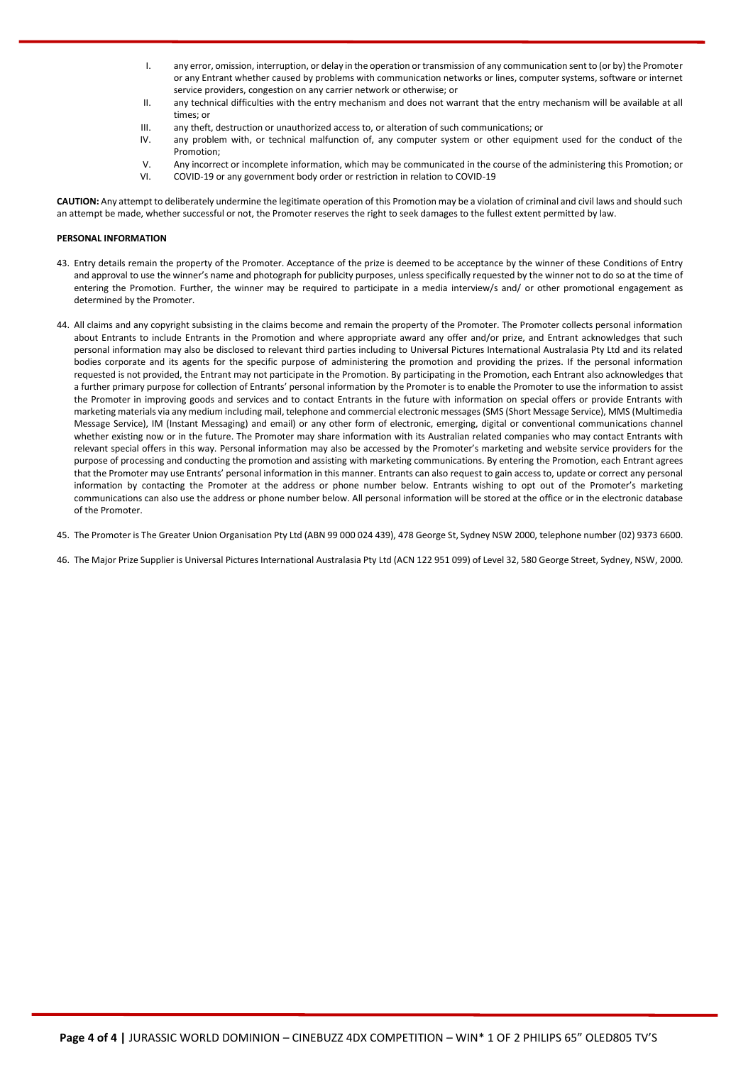I. any error, omission, interruption, or delay in the operation or transmission of any communication sent to (or by) the Promoter or any Entrant whether caused by problems with communication networks or lines, computer systems, software or internet service providers, congestion on any carrier network or otherwise; or
II. any technical difficulties with the entry mechanism and does not warrant that the entry mechanism will be available at all times; or
III. any theft, destruction or unauthorized access to, or alteration of such communications; or
IV. any problem with, or technical malfunction of, any computer system or other equipment used for the conduct of the Promotion;
V. Any incorrect or incomplete information, which may be communicated in the course of the administering this Promotion; or
VI. COVID-19 or any government body order or restriction in relation to COVID-19

**CAUTION:** Any attempt to deliberately undermine the legitimate operation of this Promotion may be a violation of criminal and civil laws and should such an attempt be made, whether successful or not, the Promoter reserves the right to seek damages to the fullest extent permitted by law.

**PERSONAL INFORMATION**

43. Entry details remain the property of the Promoter. Acceptance of the prize is deemed to be acceptance by the winner of these Conditions of Entry and approval to use the winner's name and photograph for publicity purposes, unless specifically requested by the winner not to do so at the time of entering the Promotion. Further, the winner may be required to participate in a media interview/s and/ or other promotional engagement as determined by the Promoter.

44. All claims and any copyright subsisting in the claims become and remain the property of the Promoter. The Promoter collects personal information about Entrants to include Entrants in the Promotion and where appropriate award any offer and/or prize, and Entrant acknowledges that such personal information may also be disclosed to relevant third parties including to Universal Pictures International Australasia Pty Ltd and its related bodies corporate and its agents for the specific purpose of administering the promotion and providing the prizes. If the personal information requested is not provided, the Entrant may not participate in the Promotion. By participating in the Promotion, each Entrant also acknowledges that a further primary purpose for collection of Entrants' personal information by the Promoter is to enable the Promoter to use the information to assist the Promoter in improving goods and services and to contact Entrants in the future with information on special offers or provide Entrants with marketing materials via any medium including mail, telephone and commercial electronic messages (SMS (Short Message Service), MMS (Multimedia Message Service), IM (Instant Messaging) and email) or any other form of electronic, emerging, digital or conventional communications channel whether existing now or in the future. The Promoter may share information with its Australian related companies who may contact Entrants with relevant special offers in this way. Personal information may also be accessed by the Promoter's marketing and website service providers for the purpose of processing and conducting the promotion and assisting with marketing communications. By entering the Promotion, each Entrant agrees that the Promoter may use Entrants' personal information in this manner. Entrants can also request to gain access to, update or correct any personal information by contacting the Promoter at the address or phone number below. Entrants wishing to opt out of the Promoter's marketing communications can also use the address or phone number below. All personal information will be stored at the office or in the electronic database of the Promoter.

45. The Promoter is The Greater Union Organisation Pty Ltd (ABN 99 000 024 439), 478 George St, Sydney NSW 2000, telephone number (02) 9373 6600.

46. The Major Prize Supplier is Universal Pictures International Australasia Pty Ltd (ACN 122 951 099) of Level 32, 580 George Street, Sydney, NSW, 2000.